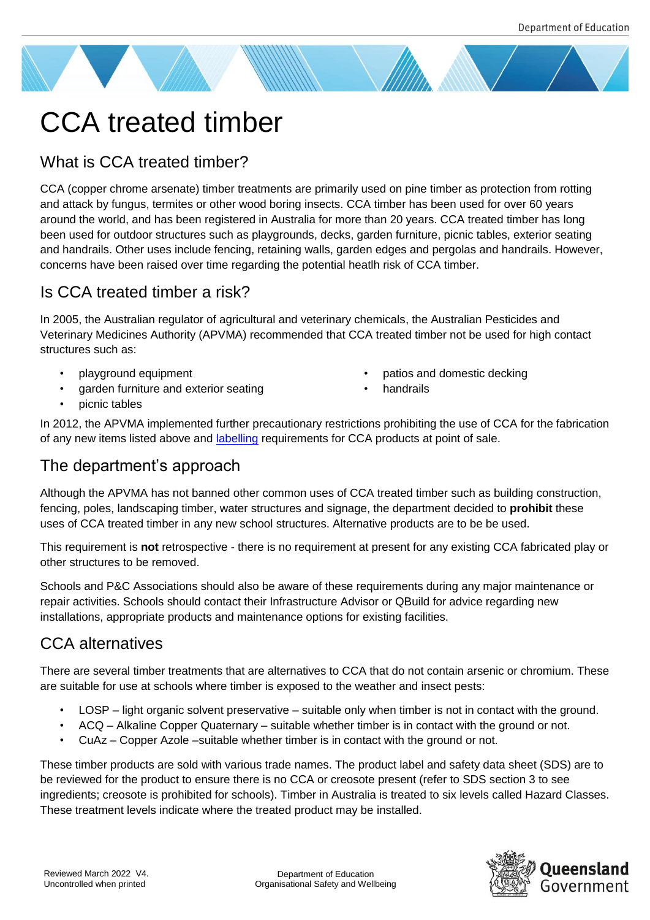# CCA treated timber

## What is CCA treated timber?

CCA (copper chrome arsenate) timber treatments are primarily used on pine timber as protection from rotting and attack by fungus, termites or other wood boring insects. CCA timber has been used for over 60 years around the world, and has been registered in Australia for more than 20 years. CCA treated timber has long been used for outdoor structures such as playgrounds, decks, garden furniture, picnic tables, exterior seating and handrails. Other uses include fencing, retaining walls, garden edges and pergolas and handrails. However, concerns have been raised over time regarding the potential heatlh risk of CCA timber.

## Is CCA treated timber a risk?

In 2005, the Australian regulator of agricultural and veterinary chemicals, the Australian Pesticides and Veterinary Medicines Authority (APVMA) recommended that CCA treated timber not be used for high contact structures such as:

- playground equipment
- garden furniture and exterior seating
- picnic tables
- patios and domestic decking
- handrails

In 2012, the APVMA implemented further precautionary restrictions prohibiting the use of CCA for the fabrication of any new items listed above and labelling requirements for CCA products at point of sale.

## The department's approach

Although the APVMA has not banned other common uses of CCA treated timber such as building construction, fencing, poles, landscaping timber, water structures and signage, the department decided to **prohibit** these uses of CCA treated timber in any new school structures. Alternative products are to be be used.

This requirement is **not** retrospective - there is no requirement at present for any existing CCA fabricated play or other structures to be removed.

Schools and P&C Associations should also be aware of these requirements during any major maintenance or repair activities. Schools should contact their Infrastructure Advisor or QBuild for advice regarding new installations, appropriate products and maintenance options for existing facilities.

## CCA alternatives

There are several timber treatments that are alternatives to CCA that do not contain arsenic or chromium. These are suitable for use at schools where timber is exposed to the weather and insect pests:

- LOSP – light organic solvent preservative – suitable only when timber is not in contact with the ground.
- ACQ – Alkaline Copper Quaternary – suitable whether timber is in contact with the ground or not.
- CuAz – Copper Azole –suitable whether timber is in contact with the ground or not.

These timber products are sold with various trade names. The product label and safety data sheet (SDS) are to be reviewed for the product to ensure there is no CCA or creosote present (refer to SDS section 3 to see ingredients; creosote is prohibited for schools). Timber in Australia is treated to six levels called Hazard Classes. These treatment levels indicate where the treated product may be installed.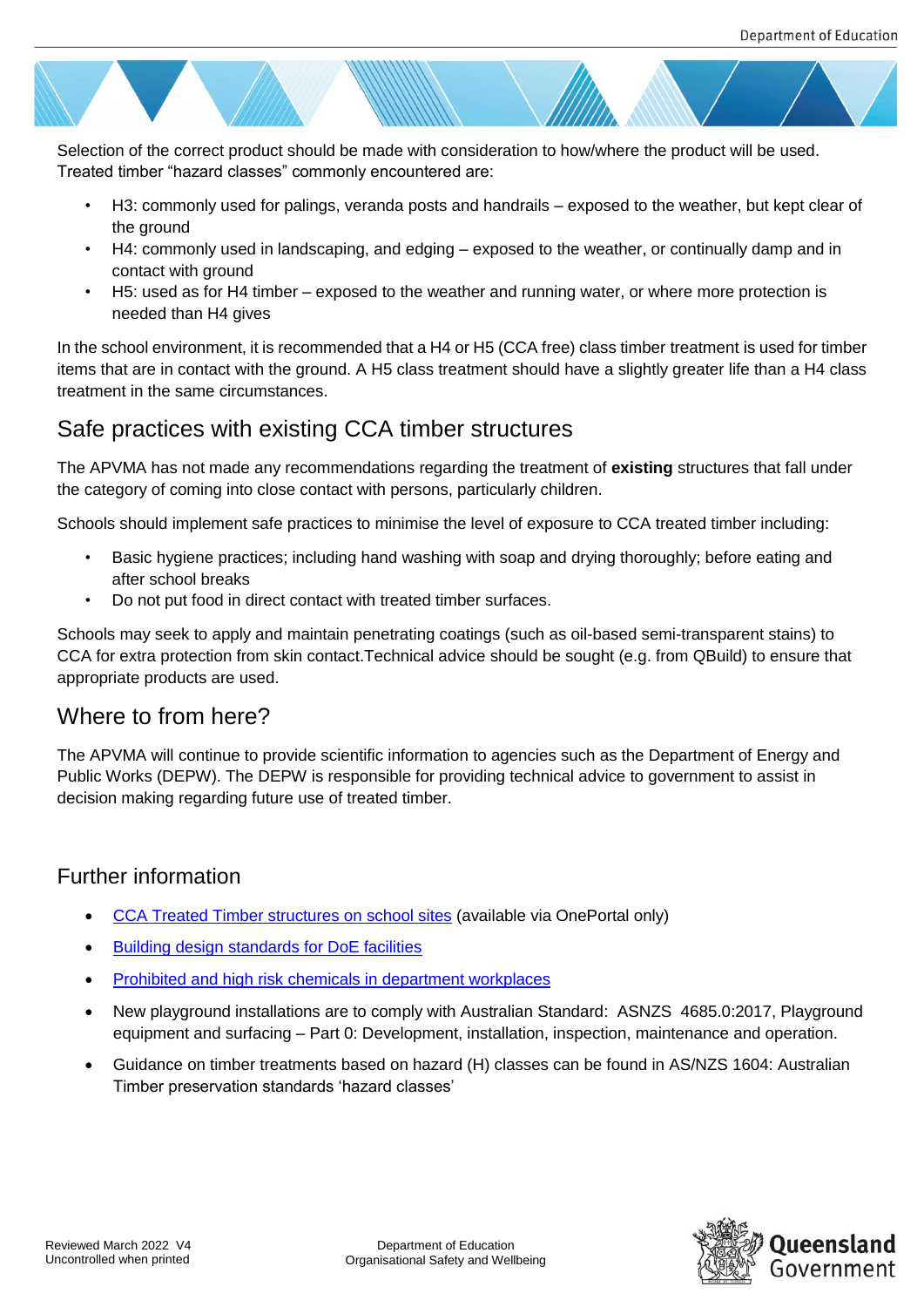Selection of the correct product should be made with consideration to how/where the product will be used. Treated timber "hazard classes" commonly encountered are:

- H3: commonly used for palings, veranda posts and handrails – exposed to the weather, but kept clear of the ground
- H4: commonly used in landscaping, and edging – exposed to the weather, or continually damp and in contact with ground
- H5: used as for H4 timber – exposed to the weather and running water, or where more protection is needed than H4 gives

In the school environment, it is recommended that a H4 or H5 (CCA free) class timber treatment is used for timber items that are in contact with the ground. A H5 class treatment should have a slightly greater life than a H4 class treatment in the same circumstances.

## Safe practices with existing CCA timber structures

The APVMA has not made any recommendations regarding the treatment of **existing** structures that fall under the category of coming into close contact with persons, particularly children.

Schools should implement safe practices to minimise the level of exposure to CCA treated timber including:

- Basic hygiene practices; including hand washing with soap and drying thoroughly; before eating and after school breaks
- Do not put food in direct contact with treated timber surfaces.

Schools may seek to apply and maintain penetrating coatings (such as oil-based semi-transparent stains) to CCA for extra protection from skin contact.Technical advice should be sought (e.g. from QBuild) to ensure that appropriate products are used.

## Where to from here?

The APVMA will continue to provide scientific information to agencies such as the Department of Energy and Public Works (DEPW). The DEPW is responsible for providing technical advice to government to assist in decision making regarding future use of treated timber.

## Further information

- CCA Treated Timber structures on school sites (available via OnePortal only)
- Building design standards for DoE facilities
- Prohibited and high risk chemicals in department workplaces
- New playground installations are to comply with Australian Standard: ASNZS 4685.0:2017, Playground equipment and surfacing – Part 0: Development, installation, inspection, maintenance and operation.
- Guidance on timber treatments based on hazard (H) classes can be found in AS/NZS 1604: Australian Timber preservation standards 'hazard classes'